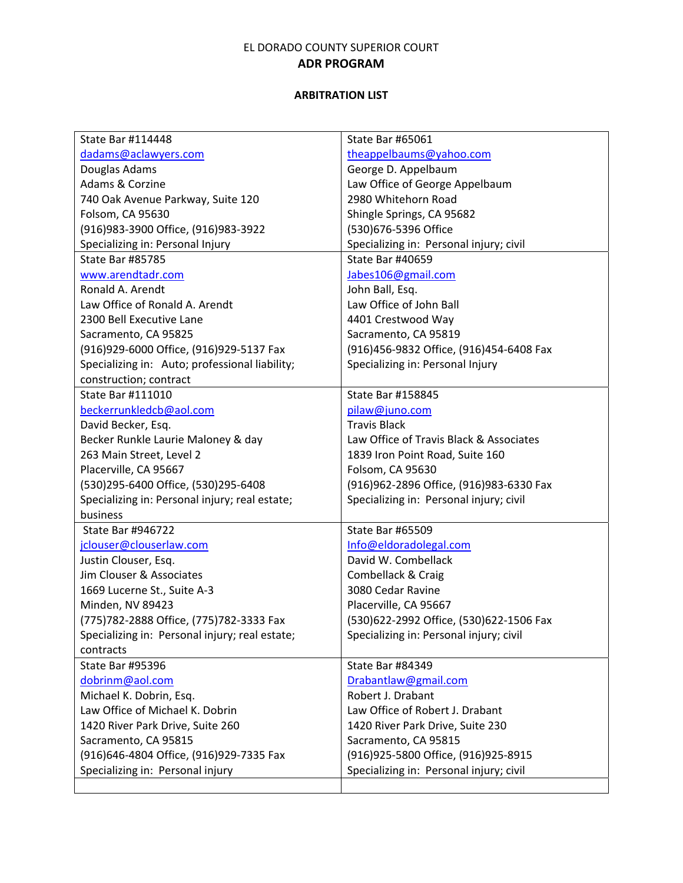EL DORADO COUNTY SUPERIOR COURT

## ADR PROGRAM

### ARBITRATION LIST

| | |
|---|---|
| State Bar #114448<br>dadams@aclawyers.com<br>Douglas Adams<br>Adams & Corzine<br>740 Oak Avenue Parkway, Suite 120<br>Folsom, CA 95630<br>(916)983-3900 Office, (916)983-3922<br>Specializing in: Personal Injury | State Bar #65061<br>theappelbaums@yahoo.com<br>George D. Appelbaum<br>Law Office of George Appelbaum<br>2980 Whitehorn Road<br>Shingle Springs, CA 95682<br>(530)676-5396 Office<br>Specializing in: Personal injury; civil |
| State Bar #85785<br>www.arendtadr.com<br>Ronald A. Arendt<br>Law Office of Ronald A. Arendt<br>2300 Bell Executive Lane<br>Sacramento, CA 95825<br>(916)929-6000 Office, (916)929-5137 Fax<br>Specializing in: Auto; professional liability; construction; contract | State Bar #40659<br>Jabes106@gmail.com<br>John Ball, Esq.<br>Law Office of John Ball<br>4401 Crestwood Way<br>Sacramento, CA 95819<br>(916)456-9832 Office, (916)454-6408 Fax<br>Specializing in: Personal Injury |
| State Bar #111010<br>beckerrunkledcb@aol.com<br>David Becker, Esq.<br>Becker Runkle Laurie Maloney & day<br>263 Main Street, Level 2<br>Placerville, CA 95667<br>(530)295-6400 Office, (530)295-6408<br>Specializing in: Personal injury; real estate; business | State Bar #158845<br>pilaw@juno.com<br>Travis Black<br>Law Office of Travis Black & Associates<br>1839 Iron Point Road, Suite 160<br>Folsom, CA 95630<br>(916)962-2896 Office, (916)983-6330 Fax<br>Specializing in: Personal injury; civil |
| State Bar #946722<br>jclouser@clouserlaw.com<br>Justin Clouser, Esq.<br>Jim Clouser & Associates<br>1669 Lucerne St., Suite A-3<br>Minden, NV 89423<br>(775)782-2888 Office, (775)782-3333 Fax<br>Specializing in: Personal injury; real estate; contracts | State Bar #65509<br>Info@eldoradolegal.com<br>David W. Combellack<br>Combellack & Craig<br>3080 Cedar Ravine<br>Placerville, CA 95667<br>(530)622-2992 Office, (530)622-1506 Fax<br>Specializing in: Personal injury; civil |
| State Bar #95396<br>dobrinm@aol.com<br>Michael K. Dobrin, Esq.<br>Law Office of Michael K. Dobrin<br>1420 River Park Drive, Suite 260<br>Sacramento, CA 95815<br>(916)646-4804 Office, (916)929-7335 Fax<br>Specializing in: Personal injury | State Bar #84349<br>Drabantlaw@gmail.com<br>Robert J. Drabant<br>Law Office of Robert J. Drabant<br>1420 River Park Drive, Suite 230<br>Sacramento, CA 95815<br>(916)925-5800 Office, (916)925-8915<br>Specializing in: Personal injury; civil |
| | |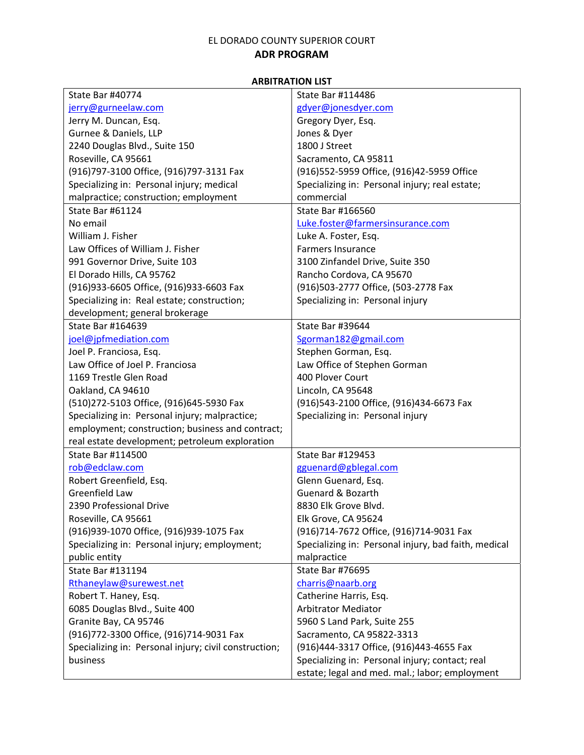EL DORADO COUNTY SUPERIOR COURT

## ADR PROGRAM

**ARBITRATION LIST**

| | |
|---|---|
| State Bar #40774<br>jerry@gurneelaw.com<br>Jerry M. Duncan, Esq.<br>Gurnee & Daniels, LLP<br>2240 Douglas Blvd., Suite 150<br>Roseville, CA 95661<br>(916)797-3100 Office, (916)797-3131 Fax<br>Specializing in: Personal injury; medical malpractice; construction; employment | State Bar #114486<br>gdyer@jonesdyer.com<br>Gregory Dyer, Esq.<br>Jones & Dyer<br>1800 J Street<br>Sacramento, CA 95811<br>(916)552-5959 Office, (916)42-5959 Office<br>Specializing in: Personal injury; real estate; commercial |
| State Bar #61124<br>No email<br>William J. Fisher<br>Law Offices of William J. Fisher<br>991 Governor Drive, Suite 103<br>El Dorado Hills, CA 95762<br>(916)933-6605 Office, (916)933-6603 Fax<br>Specializing in: Real estate; construction; development; general brokerage | State Bar #166560<br>Luke.foster@farmersinsurance.com<br>Luke A. Foster, Esq.<br>Farmers Insurance<br>3100 Zinfandel Drive, Suite 350<br>Rancho Cordova, CA 95670<br>(916)503-2777 Office, (503-2778 Fax<br>Specializing in: Personal injury |
| State Bar #164639<br>joel@jpfmediation.com<br>Joel P. Franciosa, Esq.<br>Law Office of Joel P. Franciosa<br>1169 Trestle Glen Road<br>Oakland, CA 94610<br>(510)272-5103 Office, (916)645-5930 Fax<br>Specializing in: Personal injury; malpractice; employment; construction; business and contract; real estate development; petroleum exploration | State Bar #39644<br>Sgorman182@gmail.com<br>Stephen Gorman, Esq.<br>Law Office of Stephen Gorman<br>400 Plover Court<br>Lincoln, CA 95648<br>(916)543-2100 Office, (916)434-6673 Fax<br>Specializing in: Personal injury |
| State Bar #114500<br>rob@edclaw.com<br>Robert Greenfield, Esq.<br>Greenfield Law<br>2390 Professional Drive<br>Roseville, CA 95661<br>(916)939-1070 Office, (916)939-1075 Fax<br>Specializing in: Personal injury; employment; public entity | State Bar #129453<br>gguenard@gblegal.com<br>Glenn Guenard, Esq.<br>Guenard & Bozarth<br>8830 Elk Grove Blvd.<br>Elk Grove, CA 95624<br>(916)714-7672 Office, (916)714-9031 Fax<br>Specializing in: Personal injury, bad faith, medical malpractice |
| State Bar #131194<br>Rthaneylaw@surewest.net<br>Robert T. Haney, Esq.<br>6085 Douglas Blvd., Suite 400<br>Granite Bay, CA 95746<br>(916)772-3300 Office, (916)714-9031 Fax<br>Specializing in: Personal injury; civil construction; business | State Bar #76695<br>charris@naarb.org<br>Catherine Harris, Esq.<br>Arbitrator Mediator<br>5960 S Land Park, Suite 255<br>Sacramento, CA 95822-3313<br>(916)444-3317 Office, (916)443-4655 Fax<br>Specializing in: Personal injury; contact; real estate; legal and med. mal.; labor; employment |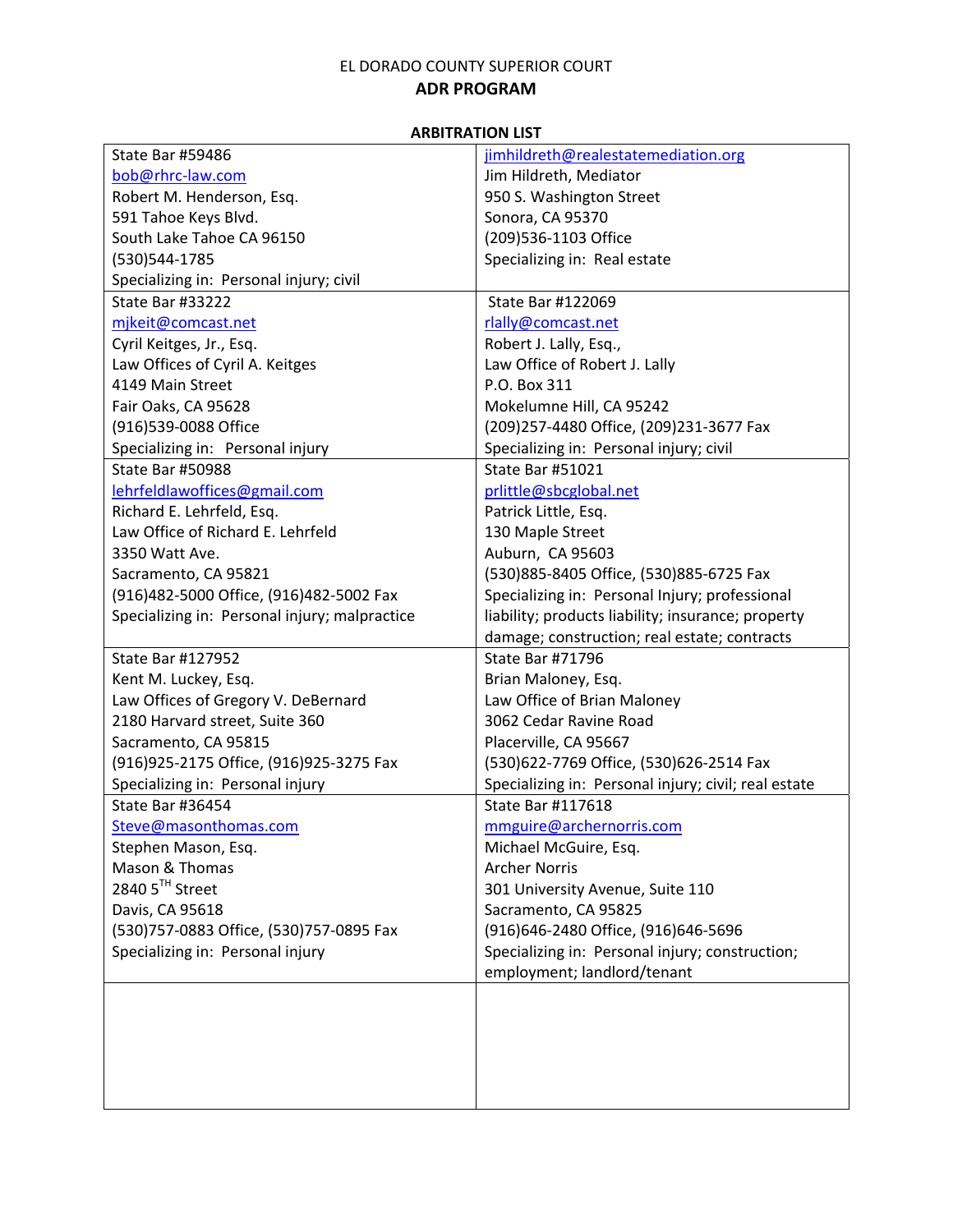EL DORADO COUNTY SUPERIOR COURT

## ADR PROGRAM

**ARBITRATION LIST**

| | |
|---|---|
| State Bar #59486<br>bob@rhrc-law.com<br>Robert M. Henderson, Esq.<br>591 Tahoe Keys Blvd.<br>South Lake Tahoe CA 96150<br>(530)544-1785<br>Specializing in: Personal injury; civil | jimhildreth@realestatemediation.org<br>Jim Hildreth, Mediator<br>950 S. Washington Street<br>Sonora, CA 95370<br>(209)536-1103 Office<br>Specializing in: Real estate |
| State Bar #33222<br>mjkeit@comcast.net<br>Cyril Keitges, Jr., Esq.<br>Law Offices of Cyril A. Keitges<br>4149 Main Street<br>Fair Oaks, CA 95628<br>(916)539-0088 Office<br>Specializing in: Personal injury | State Bar #122069<br>rlally@comcast.net<br>Robert J. Lally, Esq.,<br>Law Office of Robert J. Lally<br>P.O. Box 311<br>Mokelumne Hill, CA 95242<br>(209)257-4480 Office, (209)231-3677 Fax<br>Specializing in: Personal injury; civil |
| State Bar #50988<br>lehrfeldlawoffices@gmail.com<br>Richard E. Lehrfeld, Esq.<br>Law Office of Richard E. Lehrfeld<br>3350 Watt Ave.<br>Sacramento, CA 95821<br>(916)482-5000 Office, (916)482-5002 Fax<br>Specializing in: Personal injury; malpractice | State Bar #51021<br>prlittle@sbcglobal.net<br>Patrick Little, Esq.<br>130 Maple Street<br>Auburn, CA 95603<br>(530)885-8405 Office, (530)885-6725 Fax<br>Specializing in: Personal Injury; professional liability; products liability; insurance; property damage; construction; real estate; contracts |
| State Bar #127952<br>Kent M. Luckey, Esq.<br>Law Offices of Gregory V. DeBernard<br>2180 Harvard street, Suite 360<br>Sacramento, CA 95815<br>(916)925-2175 Office, (916)925-3275 Fax<br>Specializing in: Personal injury | State Bar #71796<br>Brian Maloney, Esq.<br>Law Office of Brian Maloney<br>3062 Cedar Ravine Road<br>Placerville, CA 95667<br>(530)622-7769 Office, (530)626-2514 Fax<br>Specializing in: Personal injury; civil; real estate |
| State Bar #36454<br>Steve@masonthomas.com<br>Stephen Mason, Esq.<br>Mason & Thomas<br>2840 5TH Street<br>Davis, CA 95618<br>(530)757-0883 Office, (530)757-0895 Fax<br>Specializing in: Personal injury | State Bar #117618<br>mmguire@archernorris.com<br>Michael McGuire, Esq.<br>Archer Norris<br>301 University Avenue, Suite 110<br>Sacramento, CA 95825<br>(916)646-2480 Office, (916)646-5696<br>Specializing in: Personal injury; construction; employment; landlord/tenant |
| | |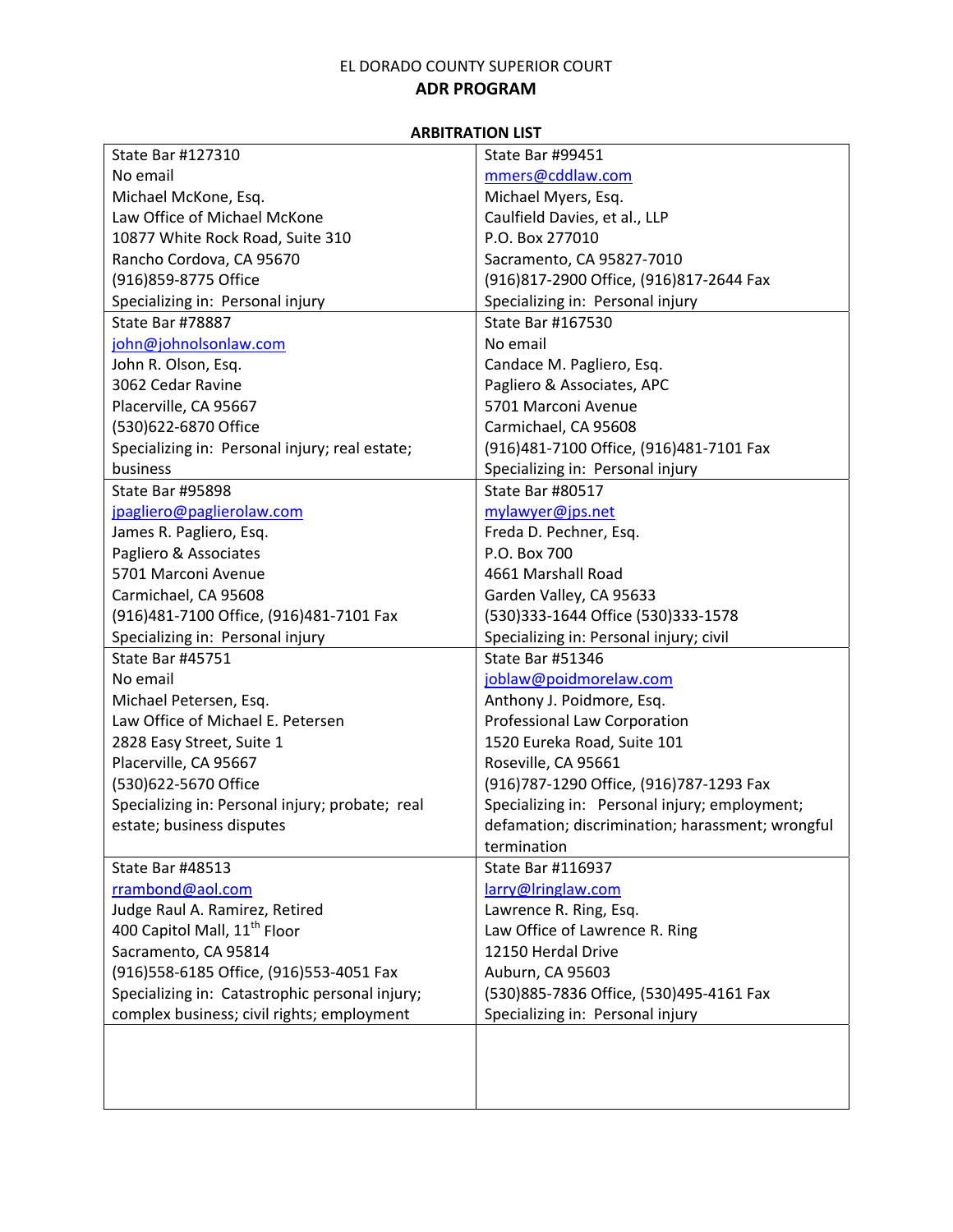EL DORADO COUNTY SUPERIOR COURT

## ADR PROGRAM

**ARBITRATION LIST**

| | |
|---|---|
| State Bar #127310<br>No email<br>Michael McKone, Esq.<br>Law Office of Michael McKone<br>10877 White Rock Road, Suite 310<br>Rancho Cordova, CA 95670<br>(916)859-8775 Office<br>Specializing in: Personal injury | State Bar #99451<br>mmers@cddlaw.com<br>Michael Myers, Esq.<br>Caulfield Davies, et al., LLP<br>P.O. Box 277010<br>Sacramento, CA 95827-7010<br>(916)817-2900 Office, (916)817-2644 Fax<br>Specializing in: Personal injury |
| State Bar #78887<br>john@johnolsonlaw.com<br>John R. Olson, Esq.<br>3062 Cedar Ravine<br>Placerville, CA 95667<br>(530)622-6870 Office<br>Specializing in: Personal injury; real estate; business | State Bar #167530<br>No email<br>Candace M. Pagliero, Esq.<br>Pagliero & Associates, APC<br>5701 Marconi Avenue<br>Carmichael, CA 95608<br>(916)481-7100 Office, (916)481-7101 Fax<br>Specializing in: Personal injury |
| State Bar #95898<br>jpagliero@paglierolaw.com<br>James R. Pagliero, Esq.<br>Pagliero & Associates<br>5701 Marconi Avenue<br>Carmichael, CA 95608<br>(916)481-7100 Office, (916)481-7101 Fax<br>Specializing in: Personal injury | State Bar #80517<br>mylawyer@jps.net<br>Freda D. Pechner, Esq.<br>P.O. Box 700<br>4661 Marshall Road<br>Garden Valley, CA 95633<br>(530)333-1644 Office (530)333-1578<br>Specializing in: Personal injury; civil |
| State Bar #45751<br>No email<br>Michael Petersen, Esq.<br>Law Office of Michael E. Petersen<br>2828 Easy Street, Suite 1<br>Placerville, CA 95667<br>(530)622-5670 Office<br>Specializing in: Personal injury; probate; real estate; business disputes | State Bar #51346<br>joblaw@poidmorelaw.com<br>Anthony J. Poidmore, Esq.<br>Professional Law Corporation<br>1520 Eureka Road, Suite 101<br>Roseville, CA 95661<br>(916)787-1290 Office, (916)787-1293 Fax<br>Specializing in: Personal injury; employment; defamation; discrimination; harassment; wrongful termination |
| State Bar #48513<br>rrambond@aol.com<br>Judge Raul A. Ramirez, Retired<br>400 Capitol Mall, 11th Floor<br>Sacramento, CA 95814<br>(916)558-6185 Office, (916)553-4051 Fax<br>Specializing in: Catastrophic personal injury; complex business; civil rights; employment | State Bar #116937<br>larry@lringlaw.com<br>Lawrence R. Ring, Esq.<br>Law Office of Lawrence R. Ring<br>12150 Herdal Drive<br>Auburn, CA 95603<br>(530)885-7836 Office, (530)495-4161 Fax<br>Specializing in: Personal injury |
| | |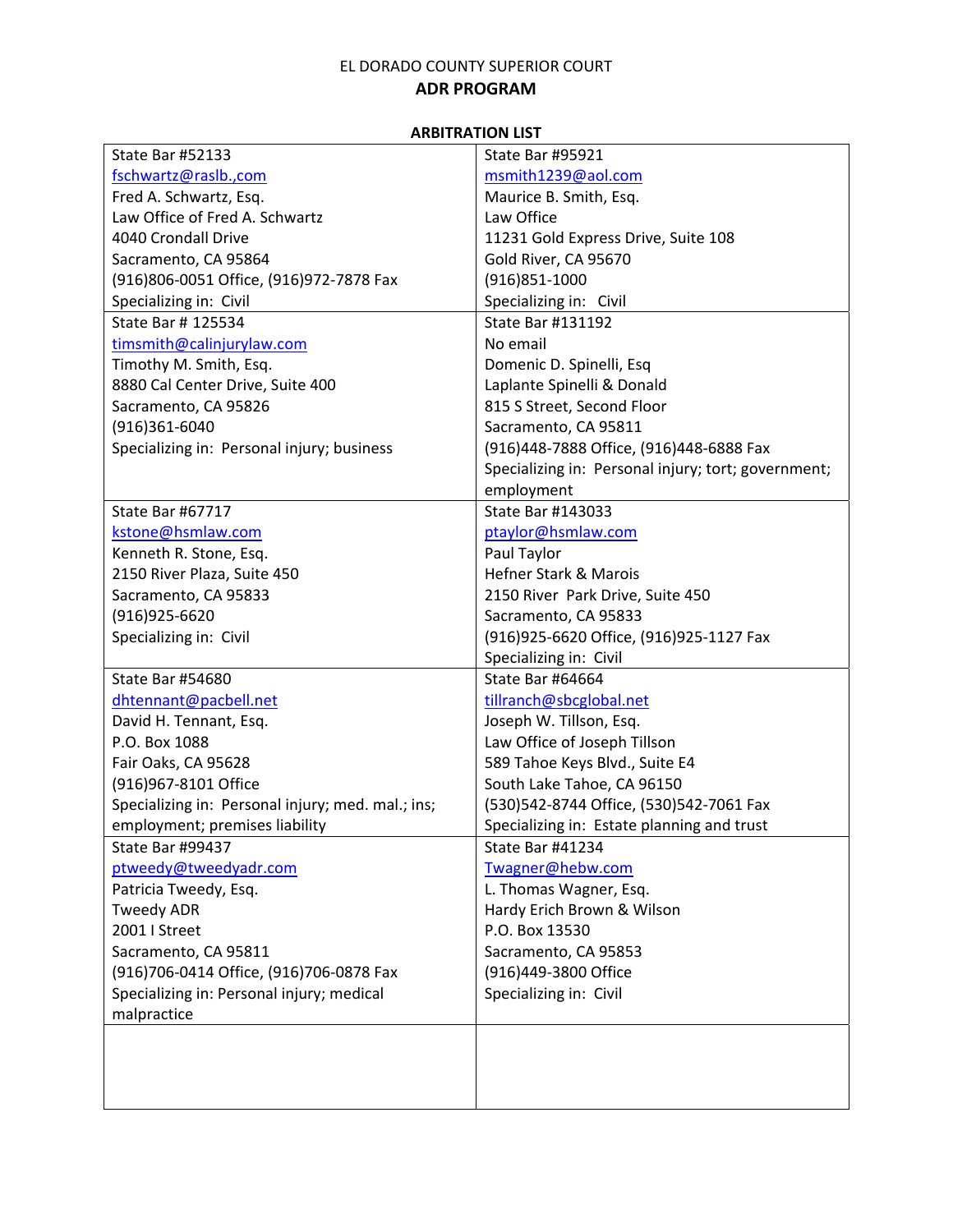EL DORADO COUNTY SUPERIOR COURT

## ADR PROGRAM

**ARBITRATION LIST**

| | |
|---|---|
| State Bar #52133<br>fschwartz@raslb.,com<br>Fred A. Schwartz, Esq.<br>Law Office of Fred A. Schwartz<br>4040 Crondall Drive<br>Sacramento, CA 95864<br>(916)806-0051 Office, (916)972-7878 Fax<br>Specializing in: Civil | State Bar #95921<br>msmith1239@aol.com<br>Maurice B. Smith, Esq.<br>Law Office<br>11231 Gold Express Drive, Suite 108<br>Gold River, CA 95670<br>(916)851-1000<br>Specializing in: Civil |
| State Bar # 125534<br>timsmith@calinjurylaw.com<br>Timothy M. Smith, Esq.<br>8880 Cal Center Drive, Suite 400<br>Sacramento, CA 95826<br>(916)361-6040<br>Specializing in: Personal injury; business | State Bar #131192<br>No email<br>Domenic D. Spinelli, Esq<br>Laplante Spinelli & Donald<br>815 S Street, Second Floor<br>Sacramento, CA 95811<br>(916)448-7888 Office, (916)448-6888 Fax<br>Specializing in: Personal injury; tort; government; employment |
| State Bar #67717<br>kstone@hsmlaw.com<br>Kenneth R. Stone, Esq.<br>2150 River Plaza, Suite 450<br>Sacramento, CA 95833<br>(916)925-6620<br>Specializing in: Civil | State Bar #143033<br>ptaylor@hsmlaw.com<br>Paul Taylor<br>Hefner Stark & Marois<br>2150 River Park Drive, Suite 450<br>Sacramento, CA 95833<br>(916)925-6620 Office, (916)925-1127 Fax<br>Specializing in: Civil |
| State Bar #54680<br>dhtennant@pacbell.net<br>David H. Tennant, Esq.<br>P.O. Box 1088<br>Fair Oaks, CA 95628<br>(916)967-8101 Office<br>Specializing in: Personal injury; med. mal.; ins; employment; premises liability | State Bar #64664<br>tillranch@sbcglobal.net<br>Joseph W. Tillson, Esq.<br>Law Office of Joseph Tillson<br>589 Tahoe Keys Blvd., Suite E4<br>South Lake Tahoe, CA 96150<br>(530)542-8744 Office, (530)542-7061 Fax<br>Specializing in: Estate planning and trust |
| State Bar #99437<br>ptweedy@tweedyadr.com<br>Patricia Tweedy, Esq.<br>Tweedy ADR<br>2001 I Street<br>Sacramento, CA 95811<br>(916)706-0414 Office, (916)706-0878 Fax<br>Specializing in: Personal injury; medical malpractice | State Bar #41234<br>Twagner@hebw.com<br>L. Thomas Wagner, Esq.<br>Hardy Erich Brown & Wilson<br>P.O. Box 13530<br>Sacramento, CA 95853<br>(916)449-3800 Office<br>Specializing in: Civil |
| | |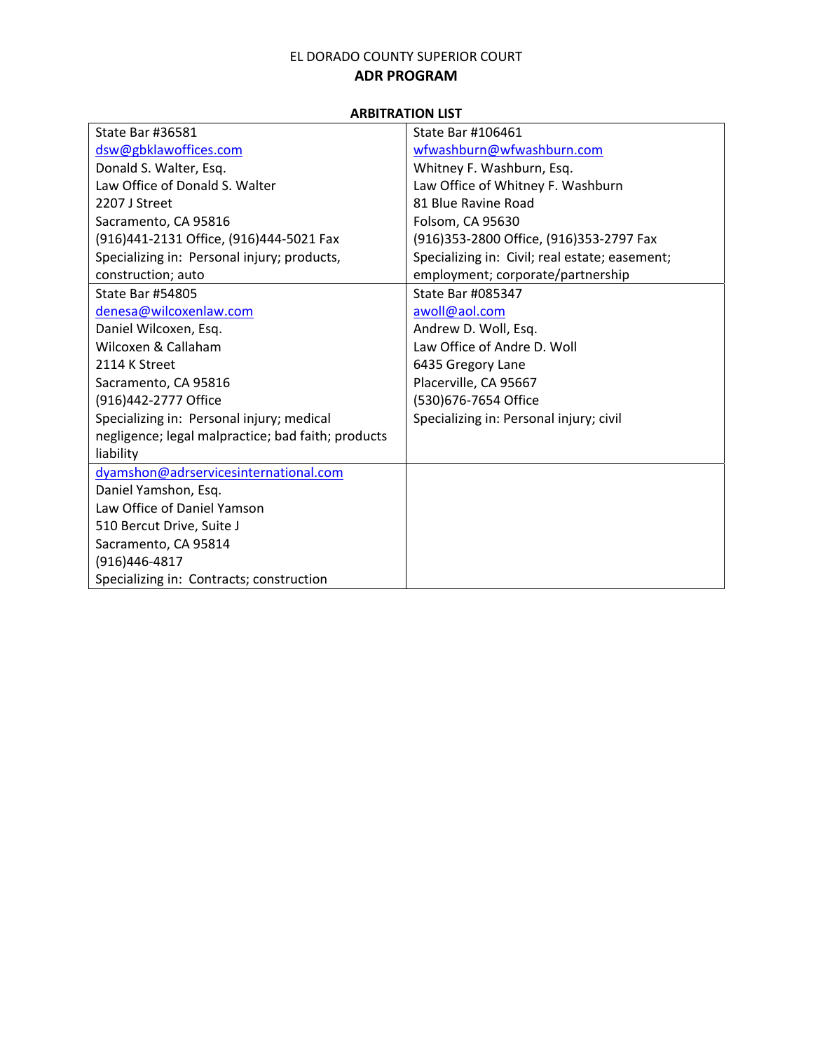EL DORADO COUNTY SUPERIOR COURT

## ADR PROGRAM

### ARBITRATION LIST

| | |
|---|---|
| State Bar #36581<br>dsw@gbklawoffices.com<br>Donald S. Walter, Esq.<br>Law Office of Donald S. Walter<br>2207 J Street<br>Sacramento, CA 95816<br>(916)441-2131 Office, (916)444-5021 Fax<br>Specializing in: Personal injury; products, construction; auto | State Bar #106461<br>wfwashburn@wfwashburn.com<br>Whitney F. Washburn, Esq.<br>Law Office of Whitney F. Washburn<br>81 Blue Ravine Road<br>Folsom, CA 95630<br>(916)353-2800 Office, (916)353-2797 Fax<br>Specializing in: Civil; real estate; easement; employment; corporate/partnership |
| State Bar #54805<br>denesa@wilcoxenlaw.com<br>Daniel Wilcoxen, Esq.<br>Wilcoxen & Callaham<br>2114 K Street<br>Sacramento, CA 95816<br>(916)442-2777 Office<br>Specializing in: Personal injury; medical negligence; legal malpractice; bad faith; products liability | State Bar #085347<br>awoll@aol.com<br>Andrew D. Woll, Esq.<br>Law Office of Andre D. Woll<br>6435 Gregory Lane<br>Placerville, CA 95667<br>(530)676-7654 Office<br>Specializing in: Personal injury; civil |
| dyamshon@adrservicesinternational.com<br>Daniel Yamshon, Esq.<br>Law Office of Daniel Yamson<br>510 Bercut Drive, Suite J<br>Sacramento, CA 95814<br>(916)446-4817<br>Specializing in: Contracts; construction | |